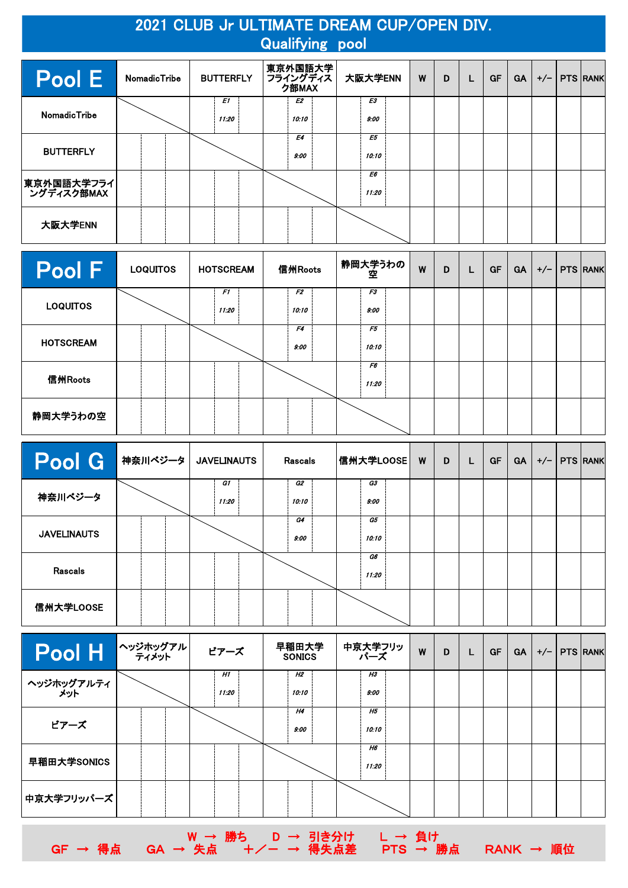# 2021 CLUB Jr ULTIMATE DREAM CUP/OPEN DIV.
## Qualifying pool

| Pool E | NomadicTribe | BUTTERFLY | 東京外国語大学フライングディスク部MAX | 大阪大学ENN | W | D | L | GF | GA | +/− | PTS | RANK |
|---|---|---|---|---|---|---|---|---|---|---|---|---|
| NomadicTribe | | E1 11:20 | E2 10:10 | E3 9:00 | | | | | | | | |
| BUTTERFLY | | | E4 9:00 | E5 10:10 | | | | | | | | |
| 東京外国語大学フライングディスク部MAX | | | | E6 11:20 | | | | | | | | |
| 大阪大学ENN | | | | | | | | | | | | |

| Pool F | LOQUITOS | HOTSCREAM | 信州Roots | 静岡大学うわの空 | W | D | L | GF | GA | +/− | PTS | RANK |
|---|---|---|---|---|---|---|---|---|---|---|---|---|
| LOQUITOS | | F1 11:20 | F2 10:10 | F3 9:00 | | | | | | | | |
| HOTSCREAM | | | F4 9:00 | F5 10:10 | | | | | | | | |
| 信州Roots | | | | F6 11:20 | | | | | | | | |
| 静岡大学うわの空 | | | | | | | | | | | | |

| Pool G | 神奈川ベジータ | JAVELINAUTS | Rascals | 信州大学LOOSE | W | D | L | GF | GA | +/− | PTS | RANK |
|---|---|---|---|---|---|---|---|---|---|---|---|---|
| 神奈川ベジータ | | G1 11:20 | G2 10:10 | G3 9:00 | | | | | | | | |
| JAVELINAUTS | | | G4 9:00 | G5 10:10 | | | | | | | | |
| Rascals | | | | G6 11:20 | | | | | | | | |
| 信州大学LOOSE | | | | | | | | | | | | |

| Pool H | ヘッジホッグアルティメット | ピアーズ | 早稲田大学SONICS | 中京大学フリッパーズ | W | D | L | GF | GA | +/− | PTS | RANK |
|---|---|---|---|---|---|---|---|---|---|---|---|---|
| ヘッジホッグアルティメット | | H1 11:20 | H2 10:10 | H3 9:00 | | | | | | | | |
| ピアーズ | | | H4 9:00 | H5 10:10 | | | | | | | | |
| 早稲田大学SONICS | | | | H6 11:20 | | | | | | | | |
| 中京大学フリッパーズ | | | | | | | | | | | | |

W → 勝ち　D → 引き分け　L → 負け
GF → 得点　GA → 失点　＋／－ → 得失点差　PTS → 勝点　RANK → 順位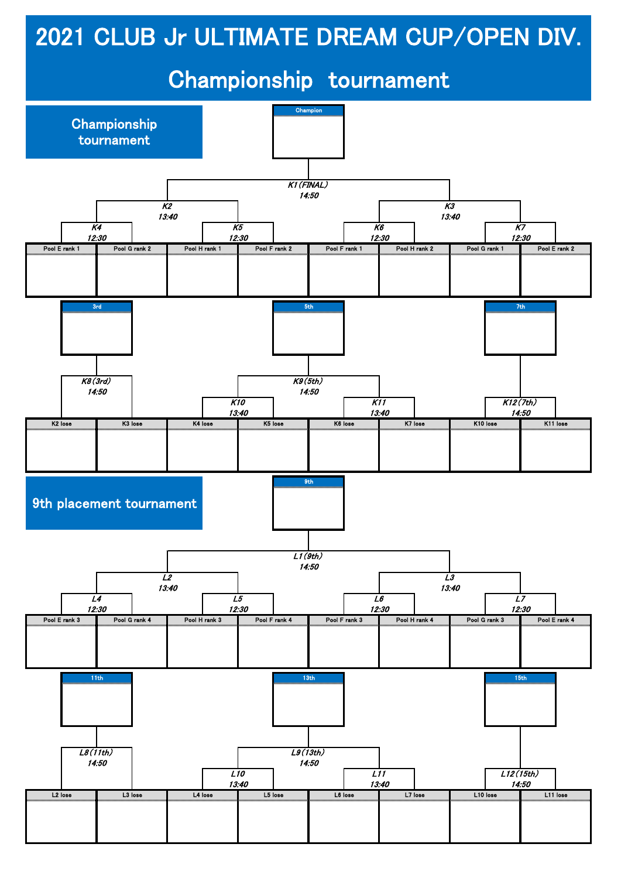# 2021 CLUB Jr ULTIMATE DREAM CUP/OPEN DIV.

## Championship tournament

### Championship tournament

Champion

K1(FINAL)
14:50

| K2 13:40 | | | | K3 13:40 | | | |
|---|---|---|---|---|---|---|---|
| K4 12:30 | | K5 12:30 | | K6 12:30 | | K7 12:30 | |
| Pool E rank 1 | Pool G rank 2 | Pool H rank 1 | Pool F rank 2 | Pool F rank 1 | Pool H rank 2 | Pool G rank 1 | Pool E rank 2 |

3rd — K8(3rd) 14:50

5th — K9(5th) 14:50

7th — K12(7th) 14:50

| K8(3rd) 14:50 | | K10 13:40 | | K11 13:40 | | K12(7th) 14:50 | |
|---|---|---|---|---|---|---|---|
| K2 lose | K3 lose | K4 lose | K5 lose | K6 lose | K7 lose | K10 lose | K11 lose |

### 9th placement tournament

9th

L1(9th)
14:50

| L2 13:40 | | | | L3 13:40 | | | |
|---|---|---|---|---|---|---|---|
| L4 12:30 | | L5 12:30 | | L6 12:30 | | L7 12:30 | |
| Pool E rank 3 | Pool G rank 4 | Pool H rank 3 | Pool F rank 4 | Pool F rank 3 | Pool H rank 4 | Pool G rank 3 | Pool E rank 4 |

11th — L8(11th) 14:50

13th — L9(13th) 14:50

15th — L12(15th) 14:50

| L8(11th) 14:50 | | L10 13:40 | | L11 13:40 | | L12(15th) 14:50 | |
|---|---|---|---|---|---|---|---|
| L2 lose | L3 lose | L4 lose | L5 lose | L6 lose | L7 lose | L10 lose | L11 lose |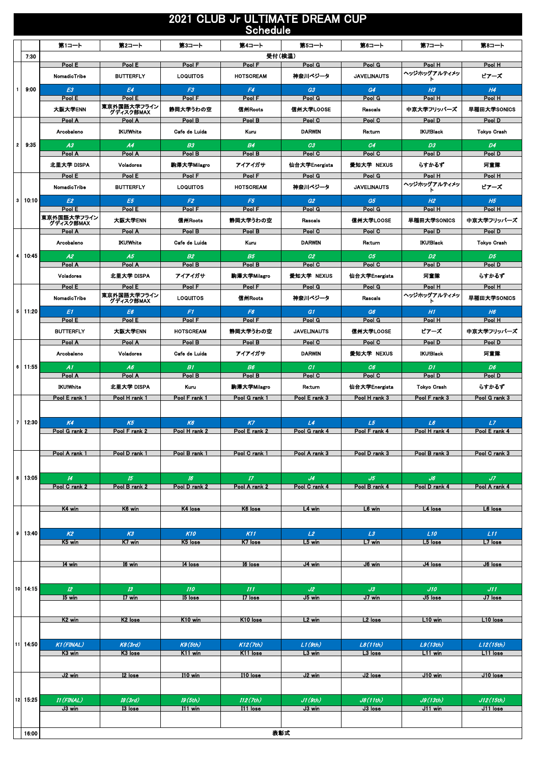# 2021 CLUB Jr ULTIMATE DREAM CUP
## Schedule

| | | 第1コート | 第2コート | 第3コート | 第4コート | 第5コート | 第6コート | 第7コート | 第8コート |
|---|---|---|---|---|---|---|---|---|---|
| | 7:30 | 受付(検温) | | | | | | | |
| 1 | 9:00 | Pool E NomadicTribe | Pool E BUTTERFLY | Pool F LOQUITOS | Pool F HOTSCREAM | Pool G 神奈川ペジータ | Pool G JAVELINAUTS | Pool H ヘッジホッグアルティメット | Pool H ピアーズ |
| | | E3 | E4 | F3 | F4 | G3 | G4 | H3 | H4 |
| | | Pool E 大阪大学ENN | Pool E 東京外国語大学フライングディスク部MAX | Pool F 静岡大学うわの空 | Pool F 信州Roots | Pool G 信州大学LOOSE | Pool G Rascals | Pool H 中京大学フリッパーズ | Pool H 早稲田大学SONICS |
| 2 | 9:35 | Pool A Arcobaleno | Pool A IKU!White | Pool B Cafe de Luida | Pool B Kuru | Pool C DARWIN | Pool C Re:turn | Pool D IKU!Black | Pool D Tokyo Crash |
| | | A3 | A4 | B3 | B4 | C3 | C4 | D3 | D4 |
| | | Pool A 北里大学 DISPA | Pool A Voladores | Pool B 駒澤大学Milagro | Pool B アイアイガサ | Pool C 仙台大学Energista | Pool C 愛知大学 NEXUS | Pool D らすかるず | Pool D 河童隊 |
| 3 | 10:10 | Pool E NomadicTribe | Pool E BUTTERFLY | Pool F LOQUITOS | Pool F HOTSCREAM | Pool G 神奈川ペジータ | Pool G JAVELINAUTS | Pool H ヘッジホッグアルティメット | Pool H ピアーズ |
| | | E2 | E5 | F2 | F5 | G2 | G5 | H2 | H5 |
| | | Pool E 東京外国語大学フライングディスク部MAX | Pool E 大阪大学ENN | Pool F 信州Roots | Pool F 静岡大学うわの空 | Pool G Rascals | Pool G 信州大学LOOSE | Pool H 早稲田大学SONICS | Pool H 中京大学フリッパーズ |
| 4 | 10:45 | Pool A Arcobaleno | Pool A IKU!White | Pool B Cafe de Luida | Pool B Kuru | Pool C DARWIN | Pool C Re:turn | Pool D IKU!Black | Pool D Tokyo Crash |
| | | A2 | A5 | B2 | B5 | C2 | C5 | D2 | D5 |
| | | Pool A Voladores | Pool A 北里大学 DISPA | Pool B アイアイガサ | Pool B 駒澤大学Milagro | Pool C 愛知大学 NEXUS | Pool C 仙台大学Energista | Pool D 河童隊 | Pool D らすかるず |
| 5 | 11:20 | Pool E NomadicTribe | Pool E 東京外国語大学フライングディスク部MAX | Pool F LOQUITOS | Pool F 信州Roots | Pool G 神奈川ペジータ | Pool G Rascals | Pool H ヘッジホッグアルティメット | Pool H 早稲田大学SONICS |
| | | E1 | E6 | F1 | F6 | G1 | G6 | H1 | H6 |
| | | Pool E BUTTERFLY | Pool E 大阪大学ENN | Pool F HOTSCREAM | Pool F 静岡大学うわの空 | Pool G JAVELINAUTS | Pool G 信州大学LOOSE | Pool H ピアーズ | Pool H 中京大学フリッパーズ |
| 6 | 11:55 | Pool A Arcobaleno | Pool A Voladores | Pool B Cafe de Luida | Pool B アイアイガサ | Pool C DARWIN | Pool C 愛知大学 NEXUS | Pool D IKU!Black | Pool D 河童隊 |
| | | A1 | A6 | B1 | B6 | C1 | C6 | D1 | D6 |
| | | Pool A IKU!White | Pool A 北里大学 DISPA | Pool B Kuru | Pool B 駒澤大学Milagro | Pool C Re:turn | Pool C 仙台大学Energista | Pool D Tokyo Crash | Pool D らすかるず |
| 7 | 12:30 | Pool E rank 1 | Pool H rank 1 | Pool F rank 1 | Pool G rank 1 | Pool E rank 3 | Pool H rank 3 | Pool F rank 3 | Pool G rank 3 |
| | | K4 | K5 | K6 | K7 | L4 | L5 | L6 | L7 |
| | | Pool G rank 2 | Pool F rank 2 | Pool H rank 2 | Pool E rank 2 | Pool G rank 4 | Pool F rank 4 | Pool H rank 4 | Pool E rank 4 |
| 8 | 13:05 | Pool A rank 1 | Pool D rank 1 | Pool B rank 1 | Pool C rank 1 | Pool A rank 3 | Pool D rank 3 | Pool B rank 3 | Pool C rank 3 |
| | | I4 | I5 | I6 | I7 | J4 | J5 | J6 | J7 |
| | | Pool C rank 2 | Pool B rank 2 | Pool D rank 2 | Pool A rank 2 | Pool C rank 4 | Pool B rank 4 | Pool D rank 4 | Pool A rank 4 |
| 9 | 13:40 | K4 win | K6 win | K4 lose | K6 lose | L4 win | L6 win | L4 lose | L6 lose |
| | | K2 | K3 | K10 | K11 | L2 | L3 | L10 | L11 |
| | | K5 win | K7 win | K5 lose | K7 lose | L5 win | L7 win | L5 lose | L7 lose |
| 10 | 14:15 | I4 win | I6 win | I4 lose | I6 lose | J4 win | J6 win | J4 lose | J6 lose |
| | | I2 | I3 | I10 | I11 | J2 | J3 | J10 | J11 |
| | | I5 win | I7 win | I5 lose | I7 lose | J5 win | J7 win | J5 lose | J7 lose |
| 11 | 14:50 | K2 win | K2 lose | K10 win | K10 lose | L2 win | L2 lose | L10 win | L10 lose |
| | | K1(FINAL) | K8(3rd) | K9(5th) | K12(7th) | L1(9th) | L8(11th) | L9(13th) | L12(15th) |
| | | K3 win | K3 lose | K11 win | K11 lose | L3 win | L3 lose | L11 win | L11 lose |
| 12 | 15:25 | J2 win | I2 lose | I10 win | I10 lose | J2 win | J2 lose | J10 win | J10 lose |
| | | I1(FINAL) | I8(3rd) | I9(5th) | I12(7th) | J1(9th) | J8(11th) | J9(13th) | J12(15th) |
| | | J3 win | I3 lose | I11 win | I11 lose | J3 win | J3 lose | J11 win | J11 lose |
| | 16:00 | 表彰式 | | | | | | | |